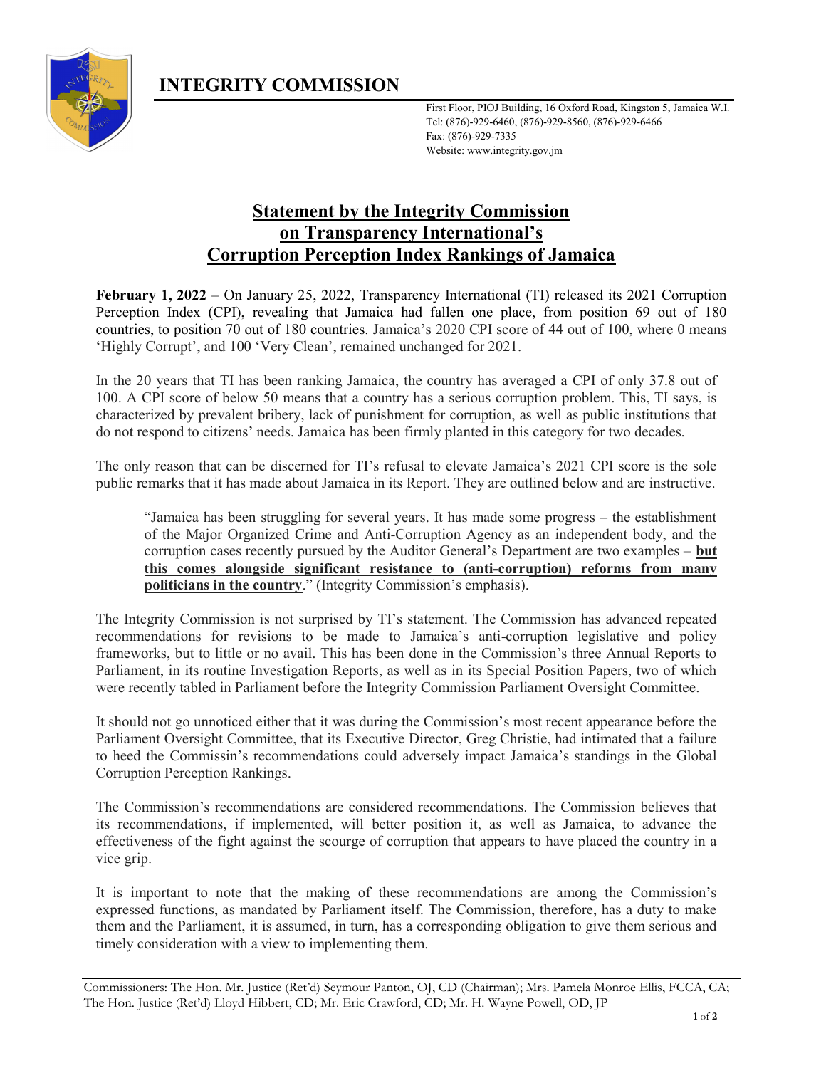# INTEGRITY COMMISSION

First Floor, PIOJ Building, 16 Oxford Road, Kingston 5, Jamaica W.I.
Tel: (876)-929-6460, (876)-929-8560, (876)-929-6466
Fax: (876)-929-7335
Website: www.integrity.gov.jm

## Statement by the Integrity Commission on Transparency International's Corruption Perception Index Rankings of Jamaica

**February 1, 2022** – On January 25, 2022, Transparency International (TI) released its 2021 Corruption Perception Index (CPI), revealing that Jamaica had fallen one place, from position 69 out of 180 countries, to position 70 out of 180 countries. Jamaica's 2020 CPI score of 44 out of 100, where 0 means 'Highly Corrupt', and 100 'Very Clean', remained unchanged for 2021.

In the 20 years that TI has been ranking Jamaica, the country has averaged a CPI of only 37.8 out of 100. A CPI score of below 50 means that a country has a serious corruption problem. This, TI says, is characterized by prevalent bribery, lack of punishment for corruption, as well as public institutions that do not respond to citizens' needs. Jamaica has been firmly planted in this category for two decades.

The only reason that can be discerned for TI's refusal to elevate Jamaica's 2021 CPI score is the sole public remarks that it has made about Jamaica in its Report. They are outlined below and are instructive.

> "Jamaica has been struggling for several years. It has made some progress – the establishment of the Major Organized Crime and Anti-Corruption Agency as an independent body, and the corruption cases recently pursued by the Auditor General's Department are two examples – **but this comes alongside significant resistance to (anti-corruption) reforms from many politicians in the country**." (Integrity Commission's emphasis).

The Integrity Commission is not surprised by TI's statement. The Commission has advanced repeated recommendations for revisions to be made to Jamaica's anti-corruption legislative and policy frameworks, but to little or no avail. This has been done in the Commission's three Annual Reports to Parliament, in its routine Investigation Reports, as well as in its Special Position Papers, two of which were recently tabled in Parliament before the Integrity Commission Parliament Oversight Committee.

It should not go unnoticed either that it was during the Commission's most recent appearance before the Parliament Oversight Committee, that its Executive Director, Greg Christie, had intimated that a failure to heed the Commissin's recommendations could adversely impact Jamaica's standings in the Global Corruption Perception Rankings.

The Commission's recommendations are considered recommendations. The Commission believes that its recommendations, if implemented, will better position it, as well as Jamaica, to advance the effectiveness of the fight against the scourge of corruption that appears to have placed the country in a vice grip.

It is important to note that the making of these recommendations are among the Commission's expressed functions, as mandated by Parliament itself. The Commission, therefore, has a duty to make them and the Parliament, it is assumed, in turn, has a corresponding obligation to give them serious and timely consideration with a view to implementing them.

Commissioners: The Hon. Mr. Justice (Ret'd) Seymour Panton, OJ, CD (Chairman); Mrs. Pamela Monroe Ellis, FCCA, CA; The Hon. Justice (Ret'd) Lloyd Hibbert, CD; Mr. Eric Crawford, CD; Mr. H. Wayne Powell, OD, JP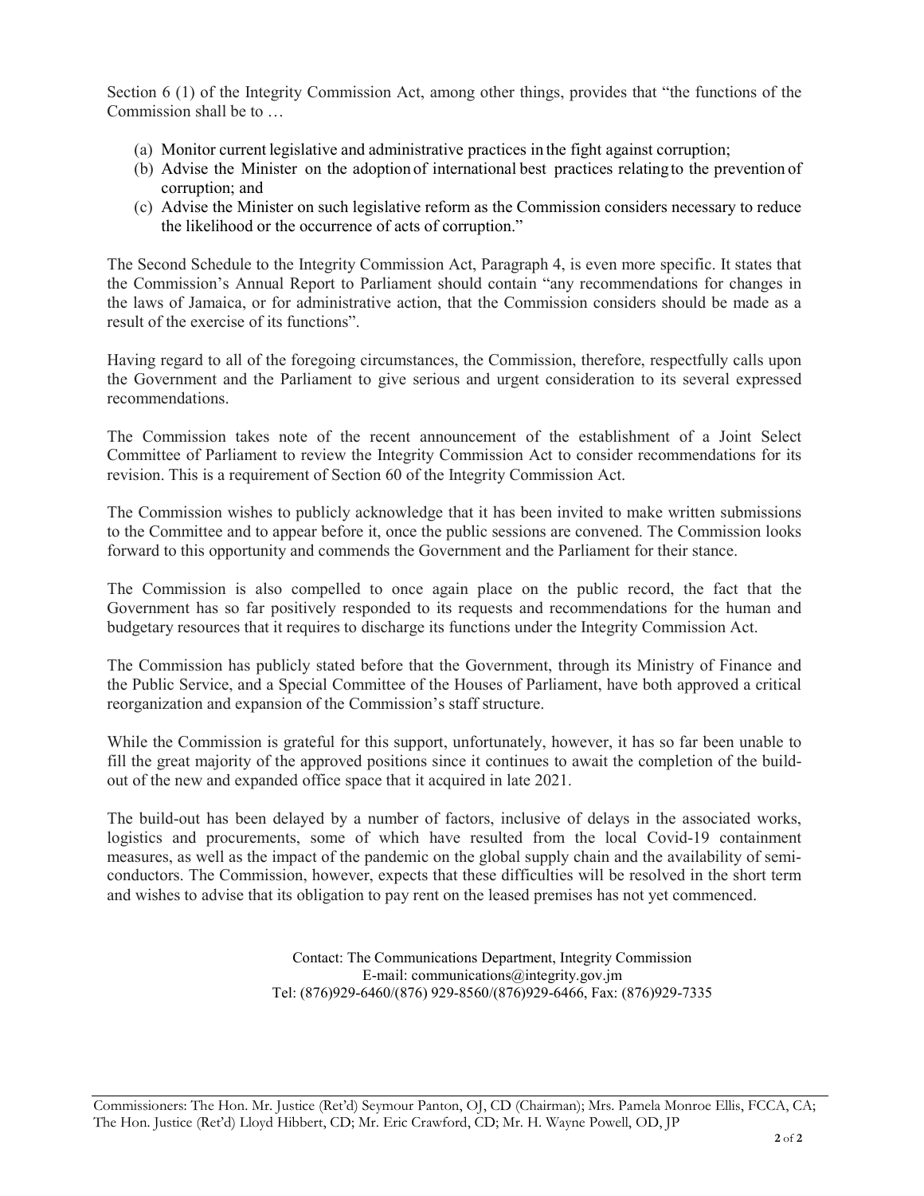Section 6 (1) of the Integrity Commission Act, among other things, provides that "the functions of the Commission shall be to …

(a) Monitor current legislative and administrative practices in the fight against corruption;
(b) Advise the Minister on the adoption of international best practices relating to the prevention of corruption; and
(c) Advise the Minister on such legislative reform as the Commission considers necessary to reduce the likelihood or the occurrence of acts of corruption."

The Second Schedule to the Integrity Commission Act, Paragraph 4, is even more specific. It states that the Commission's Annual Report to Parliament should contain "any recommendations for changes in the laws of Jamaica, or for administrative action, that the Commission considers should be made as a result of the exercise of its functions".

Having regard to all of the foregoing circumstances, the Commission, therefore, respectfully calls upon the Government and the Parliament to give serious and urgent consideration to its several expressed recommendations.

The Commission takes note of the recent announcement of the establishment of a Joint Select Committee of Parliament to review the Integrity Commission Act to consider recommendations for its revision. This is a requirement of Section 60 of the Integrity Commission Act.

The Commission wishes to publicly acknowledge that it has been invited to make written submissions to the Committee and to appear before it, once the public sessions are convened. The Commission looks forward to this opportunity and commends the Government and the Parliament for their stance.

The Commission is also compelled to once again place on the public record, the fact that the Government has so far positively responded to its requests and recommendations for the human and budgetary resources that it requires to discharge its functions under the Integrity Commission Act.

The Commission has publicly stated before that the Government, through its Ministry of Finance and the Public Service, and a Special Committee of the Houses of Parliament, have both approved a critical reorganization and expansion of the Commission's staff structure.

While the Commission is grateful for this support, unfortunately, however, it has so far been unable to fill the great majority of the approved positions since it continues to await the completion of the build-out of the new and expanded office space that it acquired in late 2021.

The build-out has been delayed by a number of factors, inclusive of delays in the associated works, logistics and procurements, some of which have resulted from the local Covid-19 containment measures, as well as the impact of the pandemic on the global supply chain and the availability of semi-conductors. The Commission, however, expects that these difficulties will be resolved in the short term and wishes to advise that its obligation to pay rent on the leased premises has not yet commenced.

Contact: The Communications Department, Integrity Commission
E-mail: communications@integrity.gov.jm
Tel: (876)929-6460/(876) 929-8560/(876)929-6466, Fax: (876)929-7335

Commissioners: The Hon. Mr. Justice (Ret'd) Seymour Panton, OJ, CD (Chairman); Mrs. Pamela Monroe Ellis, FCCA, CA; The Hon. Justice (Ret'd) Lloyd Hibbert, CD; Mr. Eric Crawford, CD; Mr. H. Wayne Powell, OD, JP